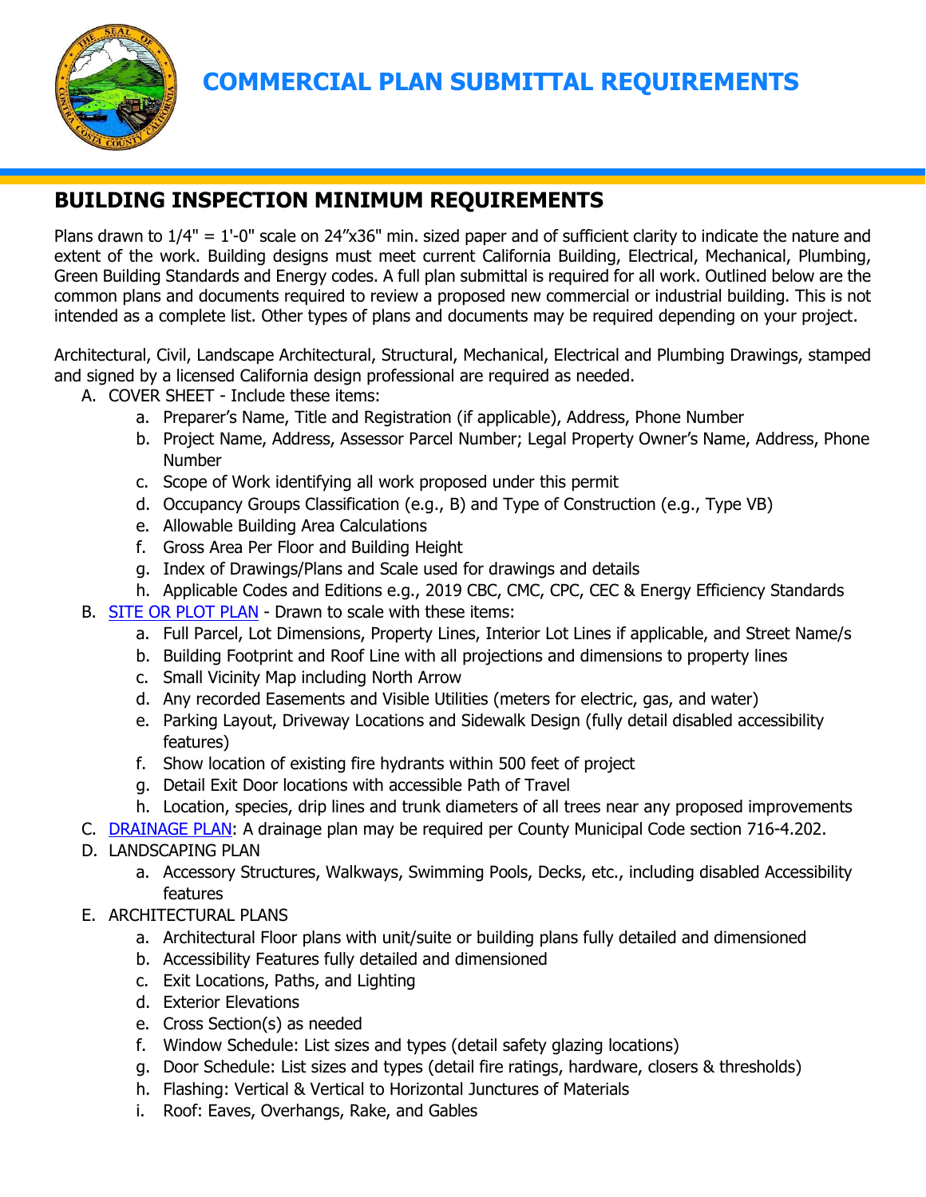# COMMERCIAL PLAN SUBMITTAL REQUIREMENTS

## BUILDING INSPECTION MINIMUM REQUIREMENTS

Plans drawn to 1/4" = 1'-0" scale on 24"x36" min. sized paper and of sufficient clarity to indicate the nature and extent of the work. Building designs must meet current California Building, Electrical, Mechanical, Plumbing, Green Building Standards and Energy codes. A full plan submittal is required for all work. Outlined below are the common plans and documents required to review a proposed new commercial or industrial building. This is not intended as a complete list. Other types of plans and documents may be required depending on your project.

Architectural, Civil, Landscape Architectural, Structural, Mechanical, Electrical and Plumbing Drawings, stamped and signed by a licensed California design professional are required as needed.

A. COVER SHEET - Include these items:
   a. Preparer's Name, Title and Registration (if applicable), Address, Phone Number
   b. Project Name, Address, Assessor Parcel Number; Legal Property Owner's Name, Address, Phone Number
   c. Scope of Work identifying all work proposed under this permit
   d. Occupancy Groups Classification (e.g., B) and Type of Construction (e.g., Type VB)
   e. Allowable Building Area Calculations
   f. Gross Area Per Floor and Building Height
   g. Index of Drawings/Plans and Scale used for drawings and details
   h. Applicable Codes and Editions e.g., 2019 CBC, CMC, CPC, CEC & Energy Efficiency Standards

B. SITE OR PLOT PLAN - Drawn to scale with these items:
   a. Full Parcel, Lot Dimensions, Property Lines, Interior Lot Lines if applicable, and Street Name/s
   b. Building Footprint and Roof Line with all projections and dimensions to property lines
   c. Small Vicinity Map including North Arrow
   d. Any recorded Easements and Visible Utilities (meters for electric, gas, and water)
   e. Parking Layout, Driveway Locations and Sidewalk Design (fully detail disabled accessibility features)
   f. Show location of existing fire hydrants within 500 feet of project
   g. Detail Exit Door locations with accessible Path of Travel
   h. Location, species, drip lines and trunk diameters of all trees near any proposed improvements

C. DRAINAGE PLAN: A drainage plan may be required per County Municipal Code section 716-4.202.

D. LANDSCAPING PLAN
   a. Accessory Structures, Walkways, Swimming Pools, Decks, etc., including disabled Accessibility features

E. ARCHITECTURAL PLANS
   a. Architectural Floor plans with unit/suite or building plans fully detailed and dimensioned
   b. Accessibility Features fully detailed and dimensioned
   c. Exit Locations, Paths, and Lighting
   d. Exterior Elevations
   e. Cross Section(s) as needed
   f. Window Schedule: List sizes and types (detail safety glazing locations)
   g. Door Schedule: List sizes and types (detail fire ratings, hardware, closers & thresholds)
   h. Flashing: Vertical & Vertical to Horizontal Junctures of Materials
   i. Roof: Eaves, Overhangs, Rake, and Gables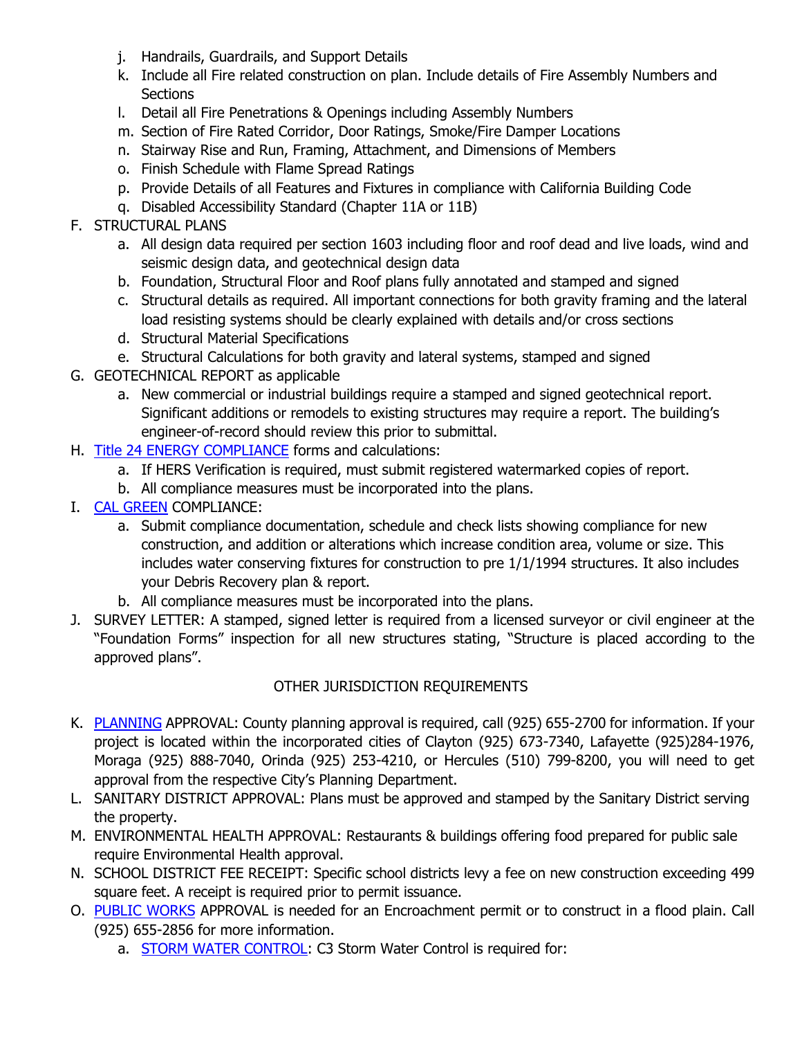j. Handrails, Guardrails, and Support Details
   k. Include all Fire related construction on plan. Include details of Fire Assembly Numbers and Sections
   l. Detail all Fire Penetrations & Openings including Assembly Numbers
   m. Section of Fire Rated Corridor, Door Ratings, Smoke/Fire Damper Locations
   n. Stairway Rise and Run, Framing, Attachment, and Dimensions of Members
   o. Finish Schedule with Flame Spread Ratings
   p. Provide Details of all Features and Fixtures in compliance with California Building Code
   q. Disabled Accessibility Standard (Chapter 11A or 11B)

F. STRUCTURAL PLANS
   a. All design data required per section 1603 including floor and roof dead and live loads, wind and seismic design data, and geotechnical design data
   b. Foundation, Structural Floor and Roof plans fully annotated and stamped and signed
   c. Structural details as required. All important connections for both gravity framing and the lateral load resisting systems should be clearly explained with details and/or cross sections
   d. Structural Material Specifications
   e. Structural Calculations for both gravity and lateral systems, stamped and signed

G. GEOTECHNICAL REPORT as applicable
   a. New commercial or industrial buildings require a stamped and signed geotechnical report. Significant additions or remodels to existing structures may require a report. The building's engineer-of-record should review this prior to submittal.

H. Title 24 ENERGY COMPLIANCE forms and calculations:
   a. If HERS Verification is required, must submit registered watermarked copies of report.
   b. All compliance measures must be incorporated into the plans.

I. CAL GREEN COMPLIANCE:
   a. Submit compliance documentation, schedule and check lists showing compliance for new construction, and addition or alterations which increase condition area, volume or size. This includes water conserving fixtures for construction to pre 1/1/1994 structures. It also includes your Debris Recovery plan & report.
   b. All compliance measures must be incorporated into the plans.

J. SURVEY LETTER: A stamped, signed letter is required from a licensed surveyor or civil engineer at the "Foundation Forms" inspection for all new structures stating, "Structure is placed according to the approved plans".

## OTHER JURISDICTION REQUIREMENTS

K. PLANNING APPROVAL: County planning approval is required, call (925) 655-2700 for information. If your project is located within the incorporated cities of Clayton (925) 673-7340, Lafayette (925)284-1976, Moraga (925) 888-7040, Orinda (925) 253-4210, or Hercules (510) 799-8200, you will need to get approval from the respective City's Planning Department.

L. SANITARY DISTRICT APPROVAL: Plans must be approved and stamped by the Sanitary District serving the property.

M. ENVIRONMENTAL HEALTH APPROVAL: Restaurants & buildings offering food prepared for public sale require Environmental Health approval.

N. SCHOOL DISTRICT FEE RECEIPT: Specific school districts levy a fee on new construction exceeding 499 square feet. A receipt is required prior to permit issuance.

O. PUBLIC WORKS APPROVAL is needed for an Encroachment permit or to construct in a flood plain. Call (925) 655-2856 for more information.
   a. STORM WATER CONTROL: C3 Storm Water Control is required for: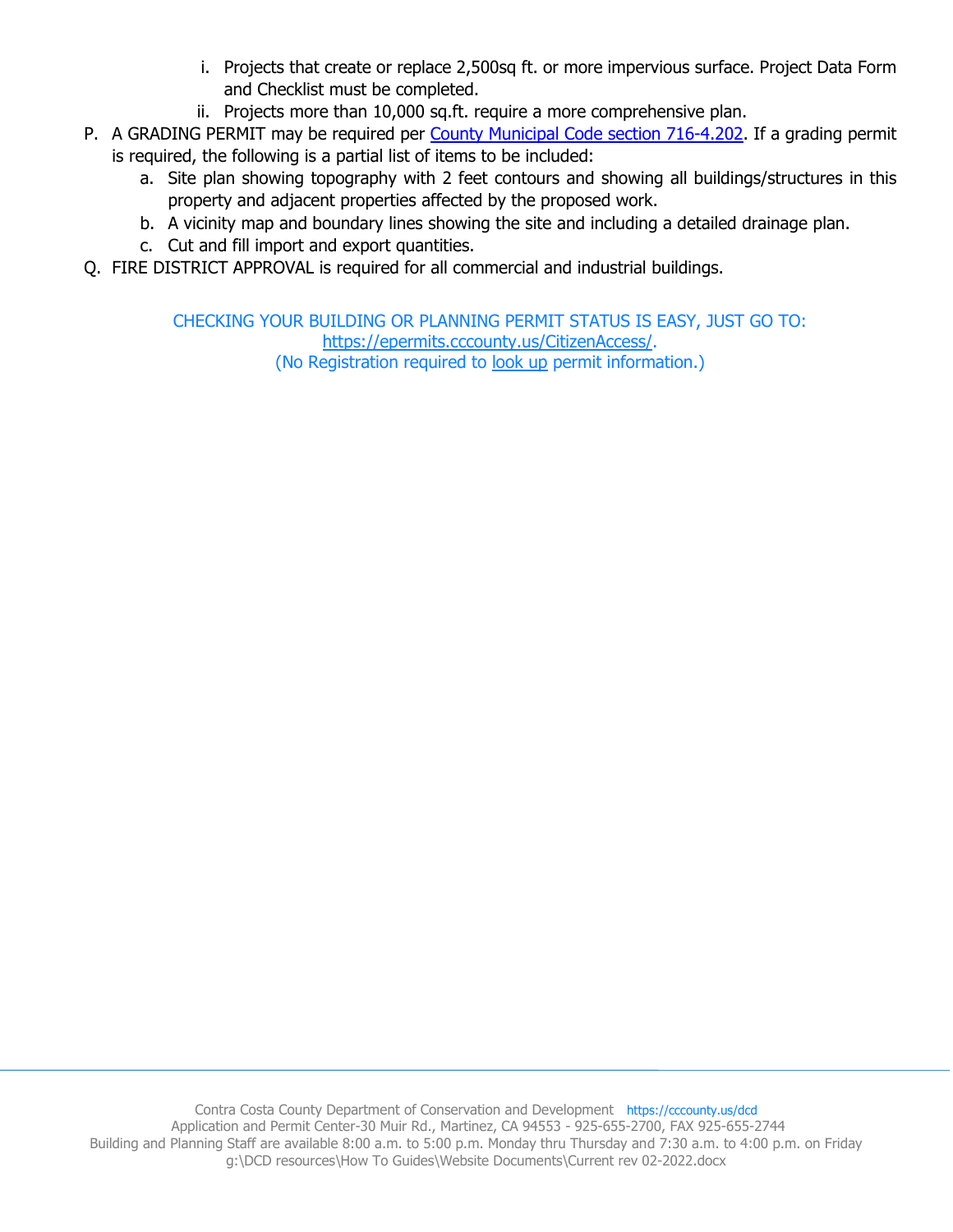i. Projects that create or replace 2,500sq ft. or more impervious surface. Project Data Form and Checklist must be completed.
   ii. Projects more than 10,000 sq.ft. require a more comprehensive plan.

P. A GRADING PERMIT may be required per [County Municipal Code section 716-4.202](). If a grading permit is required, the following is a partial list of items to be included:
   a. Site plan showing topography with 2 feet contours and showing all buildings/structures in this property and adjacent properties affected by the proposed work.
   b. A vicinity map and boundary lines showing the site and including a detailed drainage plan.
   c. Cut and fill import and export quantities.

Q. FIRE DISTRICT APPROVAL is required for all commercial and industrial buildings.

CHECKING YOUR BUILDING OR PLANNING PERMIT STATUS IS EASY, JUST GO TO:
https://epermits.cccounty.us/CitizenAccess/.
(No Registration required to look up permit information.)

Contra Costa County Department of Conservation and Development https://cccounty.us/dcd
Application and Permit Center-30 Muir Rd., Martinez, CA 94553 - 925-655-2700, FAX 925-655-2744
Building and Planning Staff are available 8:00 a.m. to 5:00 p.m. Monday thru Thursday and 7:30 a.m. to 4:00 p.m. on Friday
g:\DCD resources\How To Guides\Website Documents\Current rev 02-2022.docx